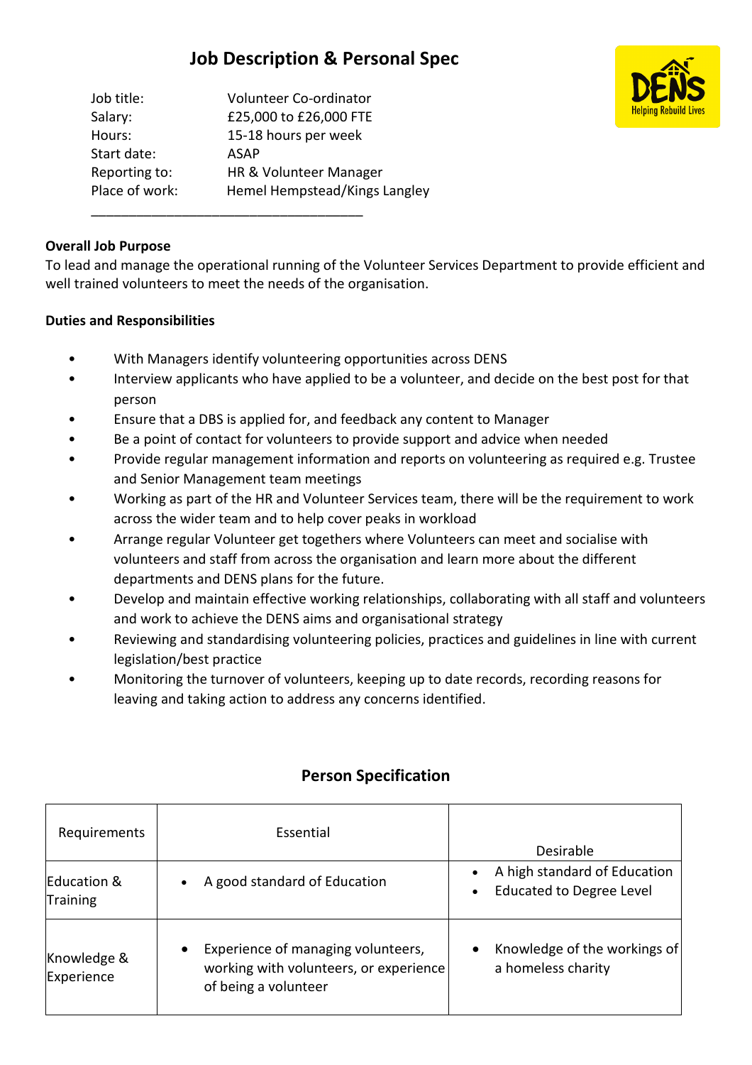# Job Description & Personal Spec

| | |
|---|---|
| Job title: | Volunteer Co-ordinator |
| Salary: | £25,000 to £26,000 FTE |
| Hours: | 15-18 hours per week |
| Start date: | ASAP |
| Reporting to: | HR & Volunteer Manager |
| Place of work: | Hemel Hempstead/Kings Langley |

DENS Helping Rebuild Lives

**Overall Job Purpose**

To lead and manage the operational running of the Volunteer Services Department to provide efficient and well trained volunteers to meet the needs of the organisation.

**Duties and Responsibilities**

- With Managers identify volunteering opportunities across DENS
- Interview applicants who have applied to be a volunteer, and decide on the best post for that person
- Ensure that a DBS is applied for, and feedback any content to Manager
- Be a point of contact for volunteers to provide support and advice when needed
- Provide regular management information and reports on volunteering as required e.g. Trustee and Senior Management team meetings
- Working as part of the HR and Volunteer Services team, there will be the requirement to work across the wider team and to help cover peaks in workload
- Arrange regular Volunteer get togethers where Volunteers can meet and socialise with volunteers and staff from across the organisation and learn more about the different departments and DENS plans for the future.
- Develop and maintain effective working relationships, collaborating with all staff and volunteers and work to achieve the DENS aims and organisational strategy
- Reviewing and standardising volunteering policies, practices and guidelines in line with current legislation/best practice
- Monitoring the turnover of volunteers, keeping up to date records, recording reasons for leaving and taking action to address any concerns identified.

## Person Specification

| Requirements | Essential | Desirable |
|---|---|---|
| Education & Training | • A good standard of Education | • A high standard of Education<br>• Educated to Degree Level |
| Knowledge & Experience | • Experience of managing volunteers, working with volunteers, or experience of being a volunteer | • Knowledge of the workings of a homeless charity |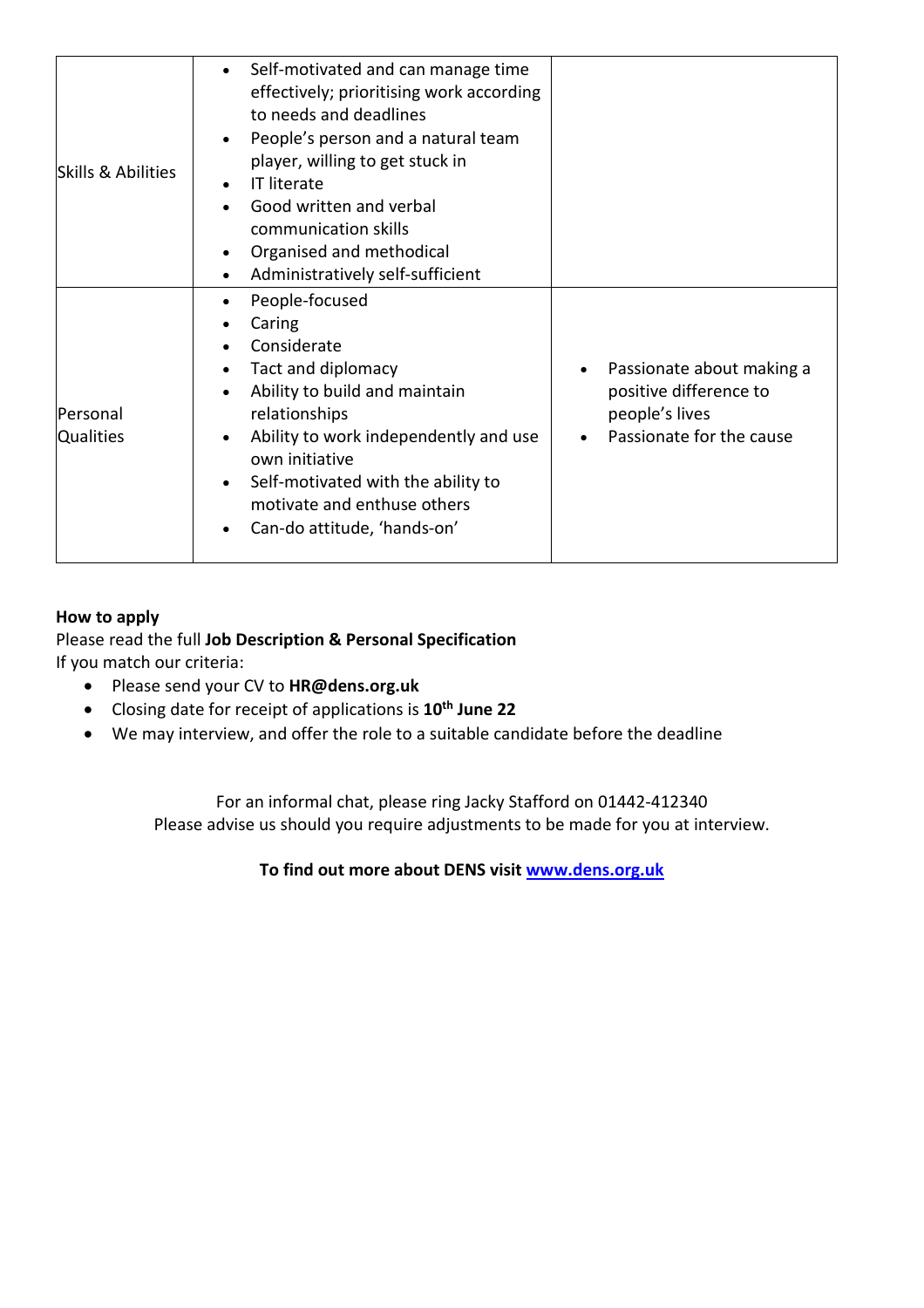| | | |
|---|---|---|
| Skills & Abilities | • Self-motivated and can manage time effectively; prioritising work according to needs and deadlines<br>• People's person and a natural team player, willing to get stuck in<br>• IT literate<br>• Good written and verbal communication skills<br>• Organised and methodical<br>• Administratively self-sufficient | |
| Personal Qualities | • People-focused<br>• Caring<br>• Considerate<br>• Tact and diplomacy<br>• Ability to build and maintain relationships<br>• Ability to work independently and use own initiative<br>• Self-motivated with the ability to motivate and enthuse others<br>• Can-do attitude, 'hands-on' | • Passionate about making a positive difference to people's lives<br>• Passionate for the cause |

**How to apply**

Please read the full **Job Description & Personal Specification**

If you match our criteria:

- Please send your CV to **HR@dens.org.uk**
- Closing date for receipt of applications is **10th June 22**
- We may interview, and offer the role to a suitable candidate before the deadline

For an informal chat, please ring Jacky Stafford on 01442-412340

Please advise us should you require adjustments to be made for you at interview.

**To find out more about DENS visit [www.dens.org.uk](www.dens.org.uk)**